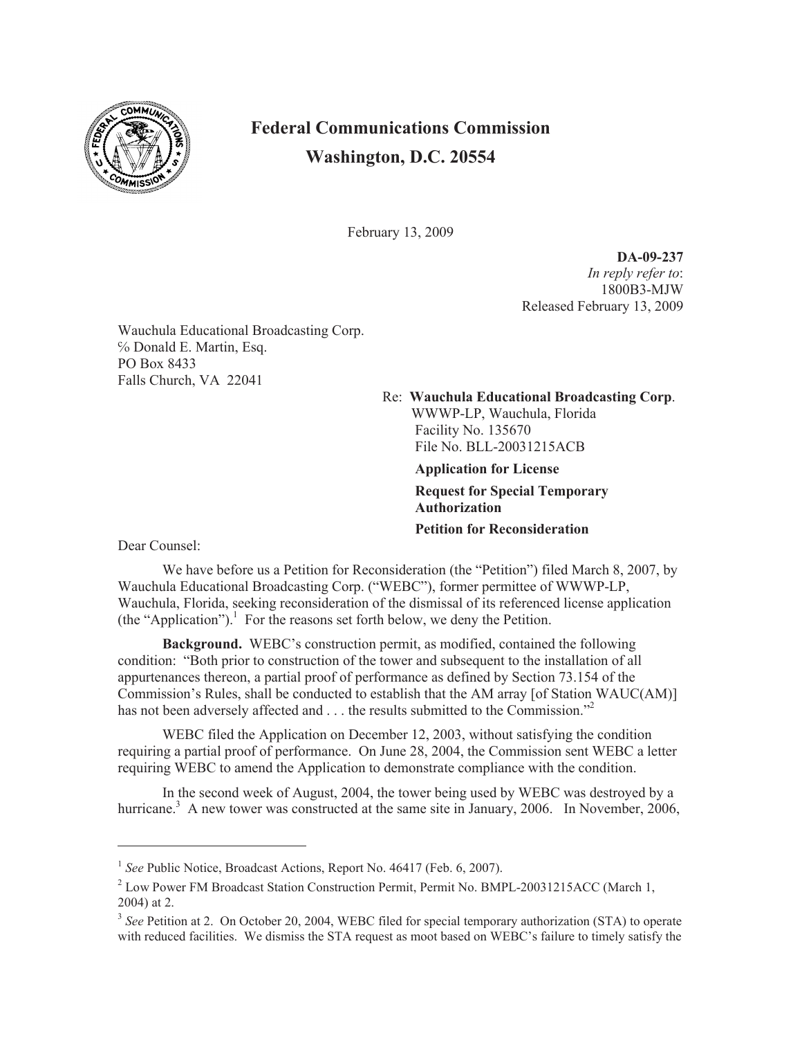# Federal Communications Commission
# Washington, D.C. 20554

February 13, 2009

**DA-09-237**
*In reply refer to*:
1800B3-MJW
Released February 13, 2009

Wauchula Educational Broadcasting Corp.
℅ Donald E. Martin, Esq.
PO Box 8433
Falls Church, VA 22041

Re: **Wauchula Educational Broadcasting Corp**.
WWWP-LP, Wauchula, Florida
Facility No. 135670
File No. BLL-20031215ACB

**Application for License**

**Request for Special Temporary Authorization**

**Petition for Reconsideration**

Dear Counsel:

We have before us a Petition for Reconsideration (the "Petition") filed March 8, 2007, by Wauchula Educational Broadcasting Corp. ("WEBC"), former permittee of WWWP-LP, Wauchula, Florida, seeking reconsideration of the dismissal of its referenced license application (the "Application").[1] For the reasons set forth below, we deny the Petition.

**Background.** WEBC's construction permit, as modified, contained the following condition: "Both prior to construction of the tower and subsequent to the installation of all appurtenances thereon, a partial proof of performance as defined by Section 73.154 of the Commission's Rules, shall be conducted to establish that the AM array [of Station WAUC(AM)] has not been adversely affected and . . . the results submitted to the Commission."[2]

WEBC filed the Application on December 12, 2003, without satisfying the condition requiring a partial proof of performance. On June 28, 2004, the Commission sent WEBC a letter requiring WEBC to amend the Application to demonstrate compliance with the condition.

In the second week of August, 2004, the tower being used by WEBC was destroyed by a hurricane.[3] A new tower was constructed at the same site in January, 2006. In November, 2006,

---

[1] *See* Public Notice, Broadcast Actions, Report No. 46417 (Feb. 6, 2007).

[2] Low Power FM Broadcast Station Construction Permit, Permit No. BMPL-20031215ACC (March 1, 2004) at 2.

[3] *See* Petition at 2. On October 20, 2004, WEBC filed for special temporary authorization (STA) to operate with reduced facilities. We dismiss the STA request as moot based on WEBC's failure to timely satisfy the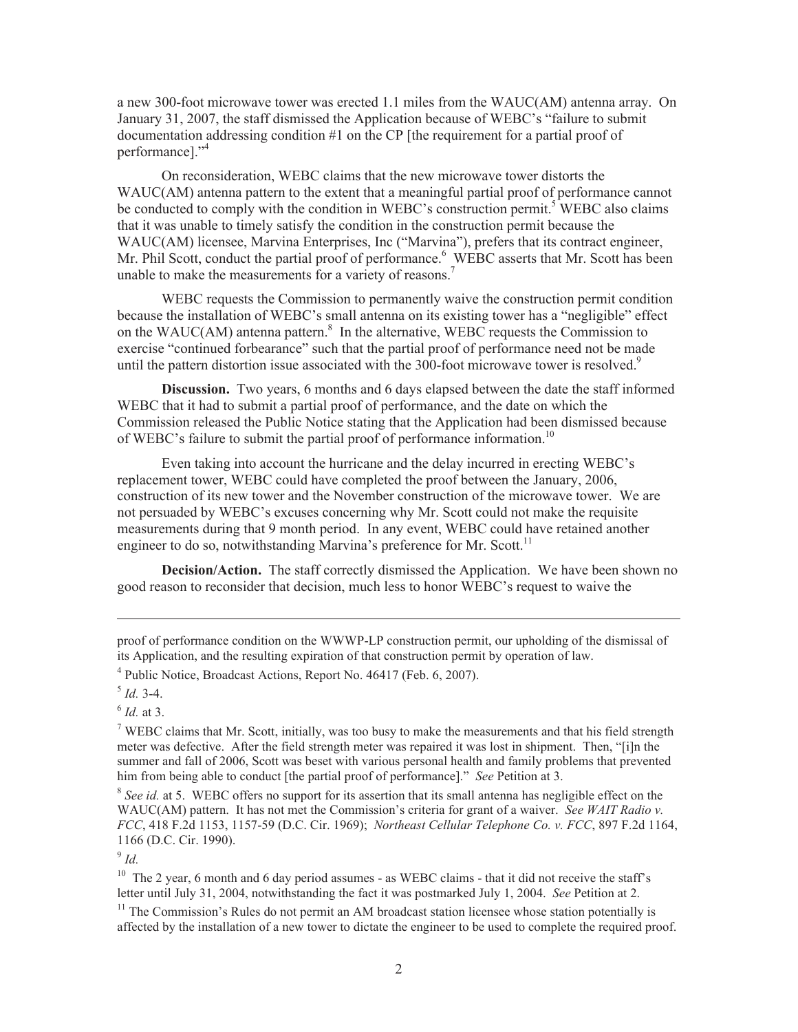a new 300-foot microwave tower was erected 1.1 miles from the WAUC(AM) antenna array. On January 31, 2007, the staff dismissed the Application because of WEBC's "failure to submit documentation addressing condition #1 on the CP [the requirement for a partial proof of performance]."[4]

On reconsideration, WEBC claims that the new microwave tower distorts the WAUC(AM) antenna pattern to the extent that a meaningful partial proof of performance cannot be conducted to comply with the condition in WEBC's construction permit.[5] WEBC also claims that it was unable to timely satisfy the condition in the construction permit because the WAUC(AM) licensee, Marvina Enterprises, Inc ("Marvina"), prefers that its contract engineer, Mr. Phil Scott, conduct the partial proof of performance.[6] WEBC asserts that Mr. Scott has been unable to make the measurements for a variety of reasons.[7]

WEBC requests the Commission to permanently waive the construction permit condition because the installation of WEBC's small antenna on its existing tower has a "negligible" effect on the WAUC(AM) antenna pattern.[8] In the alternative, WEBC requests the Commission to exercise "continued forbearance" such that the partial proof of performance need not be made until the pattern distortion issue associated with the 300-foot microwave tower is resolved.[9]

**Discussion.** Two years, 6 months and 6 days elapsed between the date the staff informed WEBC that it had to submit a partial proof of performance, and the date on which the Commission released the Public Notice stating that the Application had been dismissed because of WEBC's failure to submit the partial proof of performance information.[10]

Even taking into account the hurricane and the delay incurred in erecting WEBC's replacement tower, WEBC could have completed the proof between the January, 2006, construction of its new tower and the November construction of the microwave tower. We are not persuaded by WEBC's excuses concerning why Mr. Scott could not make the requisite measurements during that 9 month period. In any event, WEBC could have retained another engineer to do so, notwithstanding Marvina's preference for Mr. Scott.[11]

**Decision/Action.** The staff correctly dismissed the Application. We have been shown no good reason to reconsider that decision, much less to honor WEBC's request to waive the

---

proof of performance condition on the WWWP-LP construction permit, our upholding of the dismissal of its Application, and the resulting expiration of that construction permit by operation of law.

[4] Public Notice, Broadcast Actions, Report No. 46417 (Feb. 6, 2007).

[5] *Id.* 3-4.

[6] *Id.* at 3.

[7] WEBC claims that Mr. Scott, initially, was too busy to make the measurements and that his field strength meter was defective. After the field strength meter was repaired it was lost in shipment. Then, "[i]n the summer and fall of 2006, Scott was beset with various personal health and family problems that prevented him from being able to conduct [the partial proof of performance]." *See* Petition at 3.

[8] *See id.* at 5. WEBC offers no support for its assertion that its small antenna has negligible effect on the WAUC(AM) pattern. It has not met the Commission's criteria for grant of a waiver. *See WAIT Radio v. FCC*, 418 F.2d 1153, 1157-59 (D.C. Cir. 1969); *Northeast Cellular Telephone Co. v. FCC*, 897 F.2d 1164, 1166 (D.C. Cir. 1990).

[9] *Id.*

[10] The 2 year, 6 month and 6 day period assumes - as WEBC claims - that it did not receive the staff's letter until July 31, 2004, notwithstanding the fact it was postmarked July 1, 2004. *See* Petition at 2.

[11] The Commission's Rules do not permit an AM broadcast station licensee whose station potentially is affected by the installation of a new tower to dictate the engineer to be used to complete the required proof.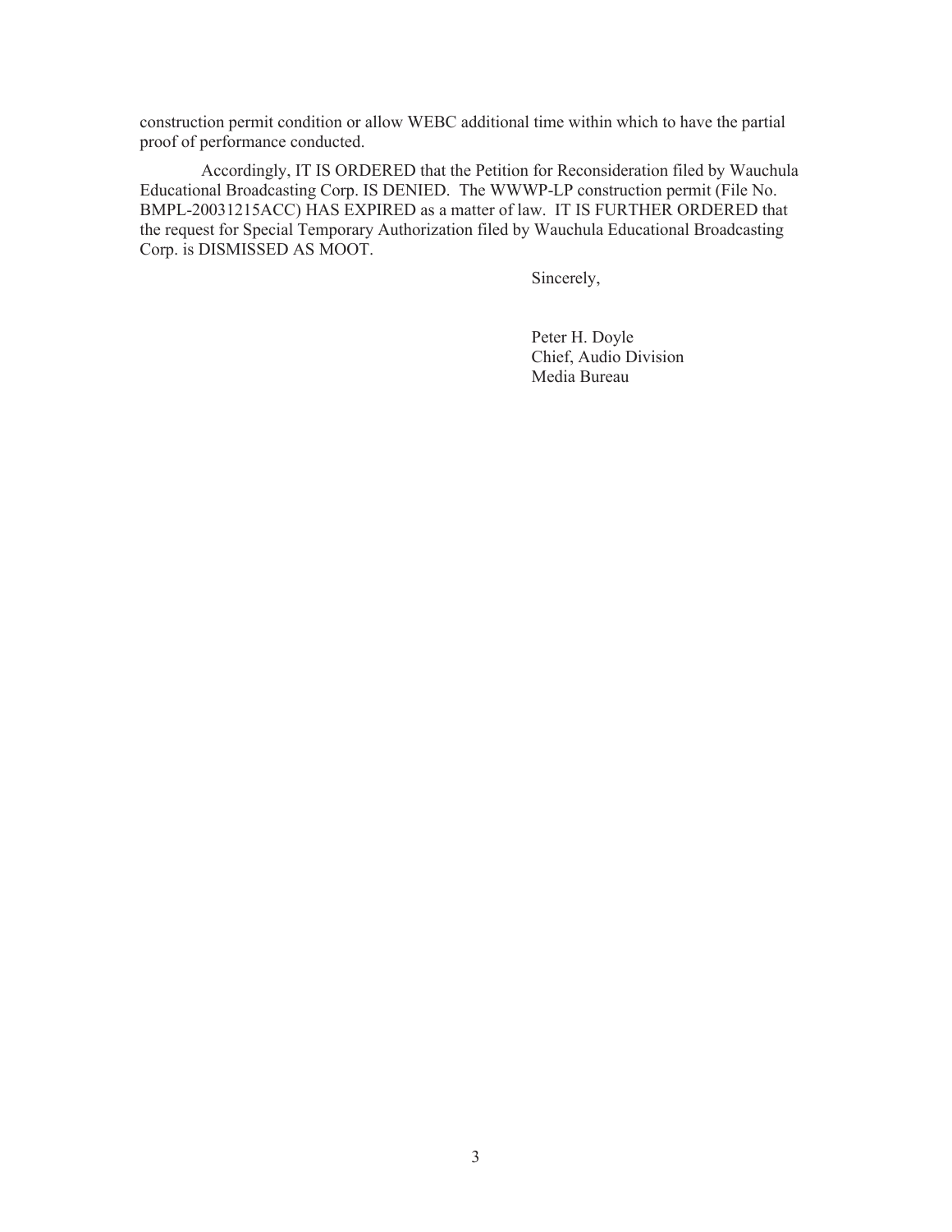construction permit condition or allow WEBC additional time within which to have the partial proof of performance conducted.

Accordingly, IT IS ORDERED that the Petition for Reconsideration filed by Wauchula Educational Broadcasting Corp. IS DENIED. The WWWP-LP construction permit (File No. BMPL-20031215ACC) HAS EXPIRED as a matter of law. IT IS FURTHER ORDERED that the request for Special Temporary Authorization filed by Wauchula Educational Broadcasting Corp. is DISMISSED AS MOOT.

Sincerely,

Peter H. Doyle
Chief, Audio Division
Media Bureau